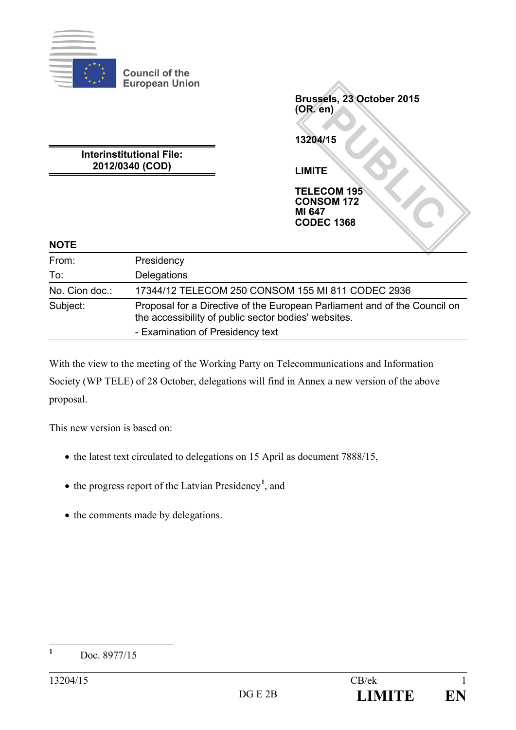Council of the European Union

Brussels, 23 October 2015
(OR. en)

13204/15

LIMITE

TELECOM 195
CONSOM 172
MI 647
CODEC 1368

**Interinstitutional File:**
**2012/0340 (COD)**

**NOTE**

| | |
|---|---|
| From: | Presidency |
| To: | Delegations |
| No. Cion doc.: | 17344/12 TELECOM 250 CONSOM 155 MI 811 CODEC 2936 |
| Subject: | Proposal for a Directive of the European Parliament and of the Council on the accessibility of public sector bodies' websites.<br>- Examination of Presidency text |

With the view to the meeting of the Working Party on Telecommunications and Information Society (WP TELE) of 28 October, delegations will find in Annex a new version of the above proposal.

This new version is based on:

- the latest text circulated to delegations on 15 April as document 7888/15,
- the progress report of the Latvian Presidency[1], and
- the comments made by delegations.

[1] Doc. 8977/15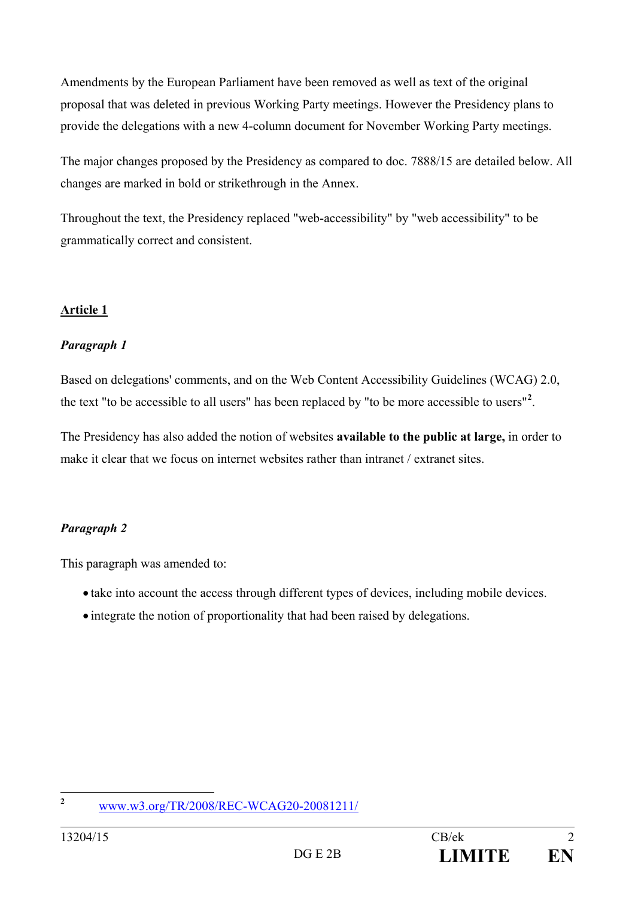Amendments by the European Parliament have been removed as well as text of the original proposal that was deleted in previous Working Party meetings. However the Presidency plans to provide the delegations with a new 4-column document for November Working Party meetings.

The major changes proposed by the Presidency as compared to doc. 7888/15 are detailed below. All changes are marked in bold or strikethrough in the Annex.

Throughout the text, the Presidency replaced "web-accessibility" by "web accessibility" to be grammatically correct and consistent.

## Article 1

### *Paragraph 1*

Based on delegations' comments, and on the Web Content Accessibility Guidelines (WCAG) 2.0, the text "to be accessible to all users" has been replaced by "to be more accessible to users"[2].

The Presidency has also added the notion of websites **available to the public at large,** in order to make it clear that we focus on internet websites rather than intranet / extranet sites.

### *Paragraph 2*

This paragraph was amended to:

- take into account the access through different types of devices, including mobile devices.
- integrate the notion of proportionality that had been raised by delegations.

---

[2] www.w3.org/TR/2008/REC-WCAG20-20081211/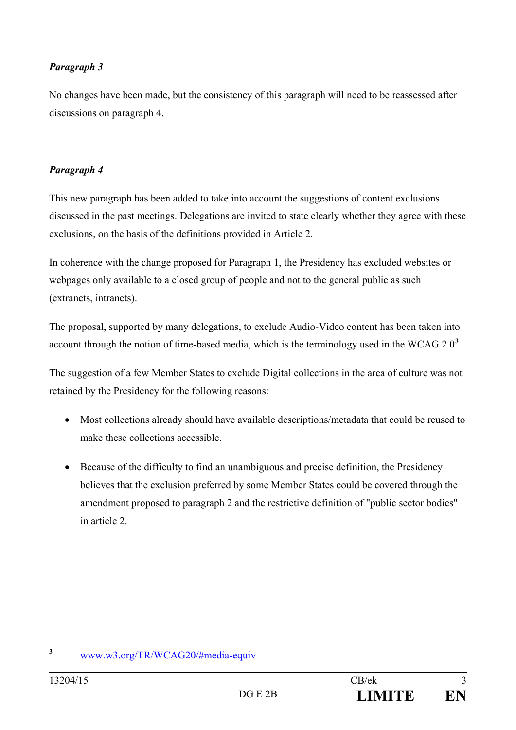***Paragraph 3***

No changes have been made, but the consistency of this paragraph will need to be reassessed after discussions on paragraph 4.

***Paragraph 4***

This new paragraph has been added to take into account the suggestions of content exclusions discussed in the past meetings. Delegations are invited to state clearly whether they agree with these exclusions, on the basis of the definitions provided in Article 2.

In coherence with the change proposed for Paragraph 1, the Presidency has excluded websites or webpages only available to a closed group of people and not to the general public as such (extranets, intranets).

The proposal, supported by many delegations, to exclude Audio-Video content has been taken into account through the notion of time-based media, which is the terminology used in the WCAG 2.0[3].

The suggestion of a few Member States to exclude Digital collections in the area of culture was not retained by the Presidency for the following reasons:

- Most collections already should have available descriptions/metadata that could be reused to make these collections accessible.
- Because of the difficulty to find an unambiguous and precise definition, the Presidency believes that the exclusion preferred by some Member States could be covered through the amendment proposed to paragraph 2 and the restrictive definition of "public sector bodies" in article 2.

---

[3] www.w3.org/TR/WCAG20/#media-equiv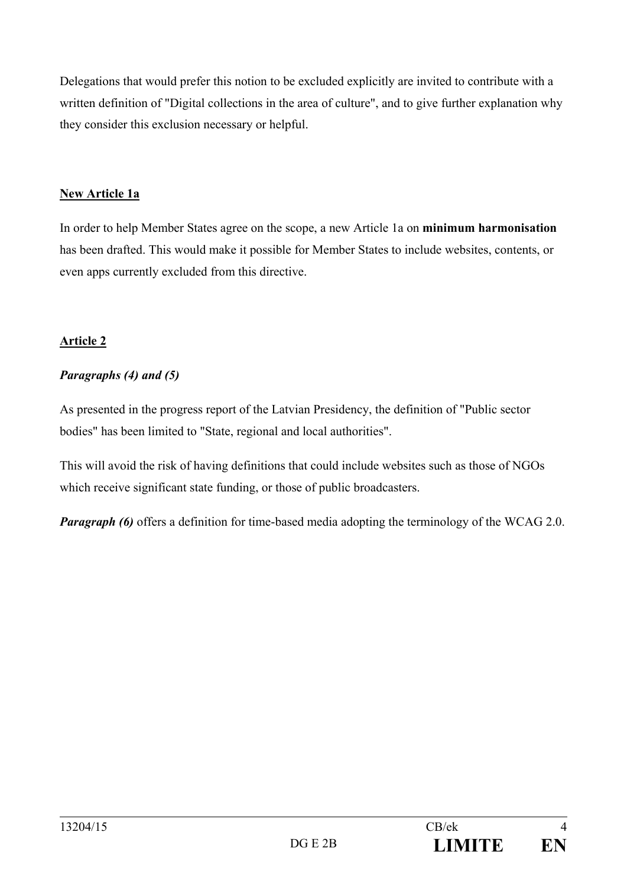Delegations that would prefer this notion to be excluded explicitly are invited to contribute with a written definition of "Digital collections in the area of culture", and to give further explanation why they consider this exclusion necessary or helpful.

**New Article 1a**

In order to help Member States agree on the scope, a new Article 1a on **minimum harmonisation** has been drafted. This would make it possible for Member States to include websites, contents, or even apps currently excluded from this directive.

**Article 2**

***Paragraphs (4) and (5)***

As presented in the progress report of the Latvian Presidency, the definition of "Public sector bodies" has been limited to "State, regional and local authorities".

This will avoid the risk of having definitions that could include websites such as those of NGOs which receive significant state funding, or those of public broadcasters.

***Paragraph (6)*** offers a definition for time-based media adopting the terminology of the WCAG 2.0.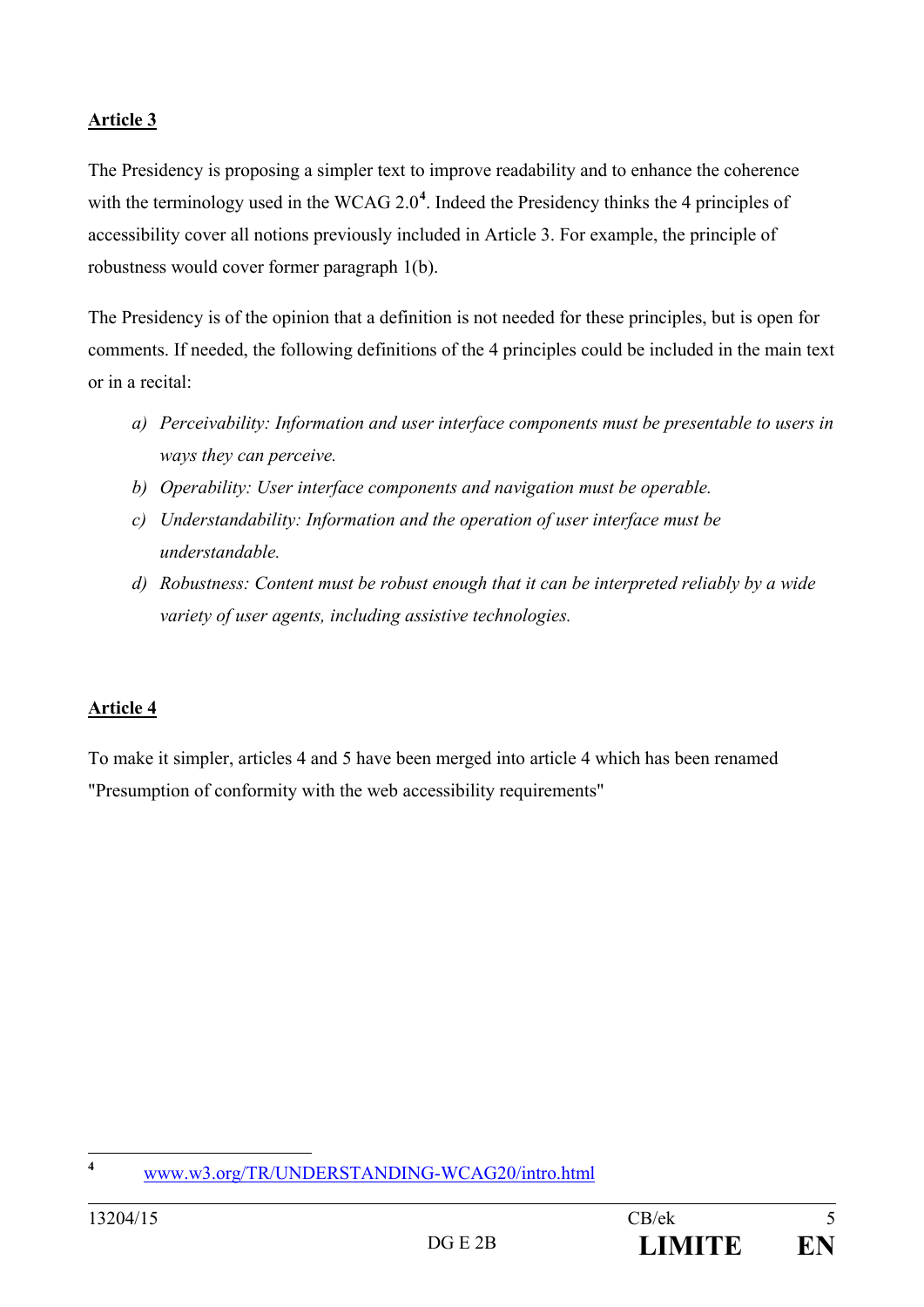**Article 3**

The Presidency is proposing a simpler text to improve readability and to enhance the coherence with the terminology used in the WCAG 2.0[4]. Indeed the Presidency thinks the 4 principles of accessibility cover all notions previously included in Article 3. For example, the principle of robustness would cover former paragraph 1(b).

The Presidency is of the opinion that a definition is not needed for these principles, but is open for comments. If needed, the following definitions of the 4 principles could be included in the main text or in a recital:

*a) Perceivability: Information and user interface components must be presentable to users in ways they can perceive.*

*b) Operability: User interface components and navigation must be operable.*

*c) Understandability: Information and the operation of user interface must be understandable.*

*d) Robustness: Content must be robust enough that it can be interpreted reliably by a wide variety of user agents, including assistive technologies.*

**Article 4**

To make it simpler, articles 4 and 5 have been merged into article 4 which has been renamed "Presumption of conformity with the web accessibility requirements"

---

[4] www.w3.org/TR/UNDERSTANDING-WCAG20/intro.html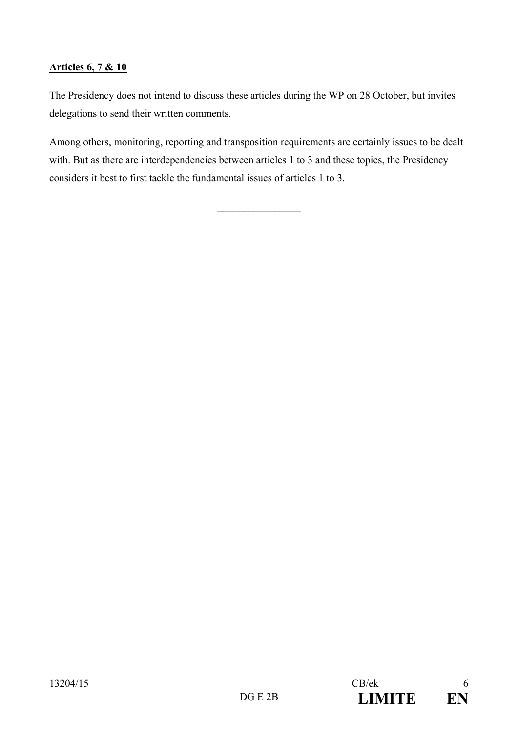**Articles 6, 7 & 10**

The Presidency does not intend to discuss these articles during the WP on 28 October, but invites delegations to send their written comments.

Among others, monitoring, reporting and transposition requirements are certainly issues to be dealt with. But as there are interdependencies between articles 1 to 3 and these topics, the Presidency considers it best to first tackle the fundamental issues of articles 1 to 3.

\_\_\_\_\_\_\_\_\_\_\_\_\_\_\_\_\_\_\_\_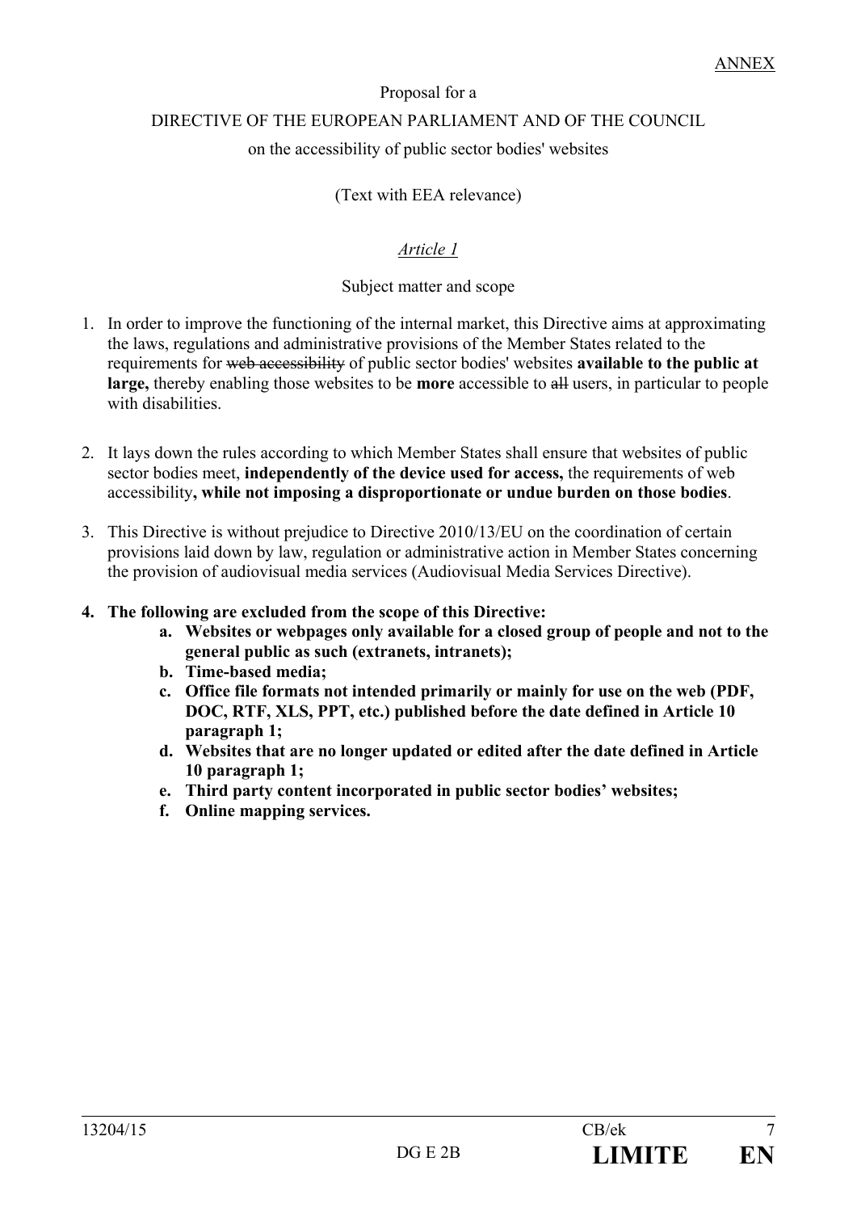ANNEX

Proposal for a

DIRECTIVE OF THE EUROPEAN PARLIAMENT AND OF THE COUNCIL

on the accessibility of public sector bodies' websites

(Text with EEA relevance)

*Article 1*

Subject matter and scope

1. In order to improve the functioning of the internal market, this Directive aims at approximating the laws, regulations and administrative provisions of the Member States related to the requirements for ~~web accessibility~~ of public sector bodies' websites **available to the public at large,** thereby enabling those websites to be **more** accessible to ~~all~~ users, in particular to people with disabilities.

2. It lays down the rules according to which Member States shall ensure that websites of public sector bodies meet, **independently of the device used for access,** the requirements of web accessibility**, while not imposing a disproportionate or undue burden on those bodies**.

3. This Directive is without prejudice to Directive 2010/13/EU on the coordination of certain provisions laid down by law, regulation or administrative action in Member States concerning the provision of audiovisual media services (Audiovisual Media Services Directive).

4. **The following are excluded from the scope of this Directive:**
   a. **Websites or webpages only available for a closed group of people and not to the general public as such (extranets, intranets);**
   b. **Time-based media;**
   c. **Office file formats not intended primarily or mainly for use on the web (PDF, DOC, RTF, XLS, PPT, etc.) published before the date defined in Article 10 paragraph 1;**
   d. **Websites that are no longer updated or edited after the date defined in Article 10 paragraph 1;**
   e. **Third party content incorporated in public sector bodies' websites;**
   f. **Online mapping services.**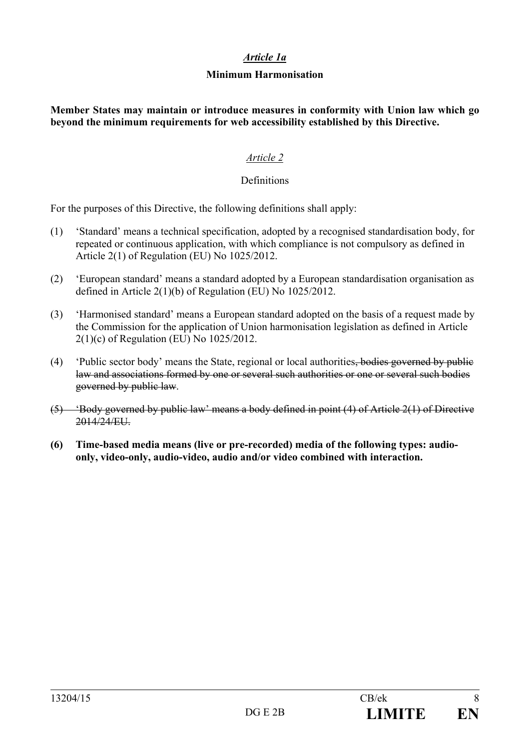*Article 1a*

**Minimum Harmonisation**

**Member States may maintain or introduce measures in conformity with Union law which go beyond the minimum requirements for web accessibility established by this Directive.**

*Article 2*

Definitions

For the purposes of this Directive, the following definitions shall apply:

(1) 'Standard' means a technical specification, adopted by a recognised standardisation body, for repeated or continuous application, with which compliance is not compulsory as defined in Article 2(1) of Regulation (EU) No 1025/2012.

(2) 'European standard' means a standard adopted by a European standardisation organisation as defined in Article 2(1)(b) of Regulation (EU) No 1025/2012.

(3) 'Harmonised standard' means a European standard adopted on the basis of a request made by the Commission for the application of Union harmonisation legislation as defined in Article 2(1)(c) of Regulation (EU) No 1025/2012.

(4) 'Public sector body' means the State, regional or local authorities~~, bodies governed by public law and associations formed by one or several such authorities or one or several such bodies governed by public law~~.

~~(5) 'Body governed by public law' means a body defined in point (4) of Article 2(1) of Directive 2014/24/EU.~~

**(6) Time-based media means (live or pre-recorded) media of the following types: audio-only, video-only, audio-video, audio and/or video combined with interaction.**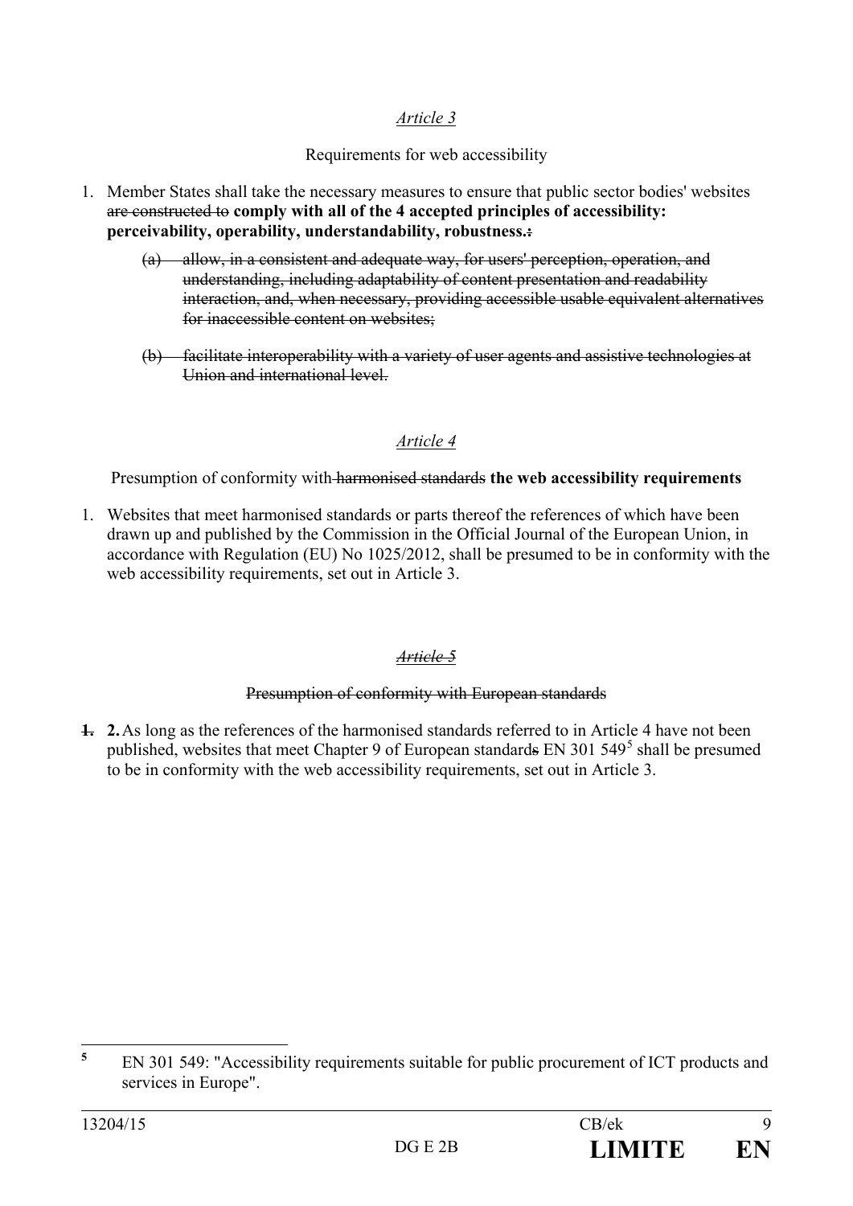*Article 3*

Requirements for web accessibility

1. Member States shall take the necessary measures to ensure that public sector bodies' websites ~~are constructed to~~ **comply with all of the 4 accepted principles of accessibility: perceivability, operability, understandability, robustness.**~~:~~

   ~~(a) allow, in a consistent and adequate way, for users' perception, operation, and understanding, including adaptability of content presentation and readability interaction, and, when necessary, providing accessible usable equivalent alternatives for inaccessible content on websites;~~

   ~~(b) facilitate interoperability with a variety of user agents and assistive technologies at Union and international level.~~

*Article 4*

Presumption of conformity with ~~harmonised standards~~ **the web accessibility requirements**

1. Websites that meet harmonised standards or parts thereof the references of which have been drawn up and published by the Commission in the Official Journal of the European Union, in accordance with Regulation (EU) No 1025/2012, shall be presumed to be in conformity with the web accessibility requirements, set out in Article 3.

~~*Article 5*~~

~~Presumption of conformity with European standards~~

~~1.~~ **2.** As long as the references of the harmonised standards referred to in Article 4 have not been published, websites that meet Chapter 9 of European standard~~s~~ EN 301 549[5] shall be presumed to be in conformity with the web accessibility requirements, set out in Article 3.

---

[5] EN 301 549: "Accessibility requirements suitable for public procurement of ICT products and services in Europe".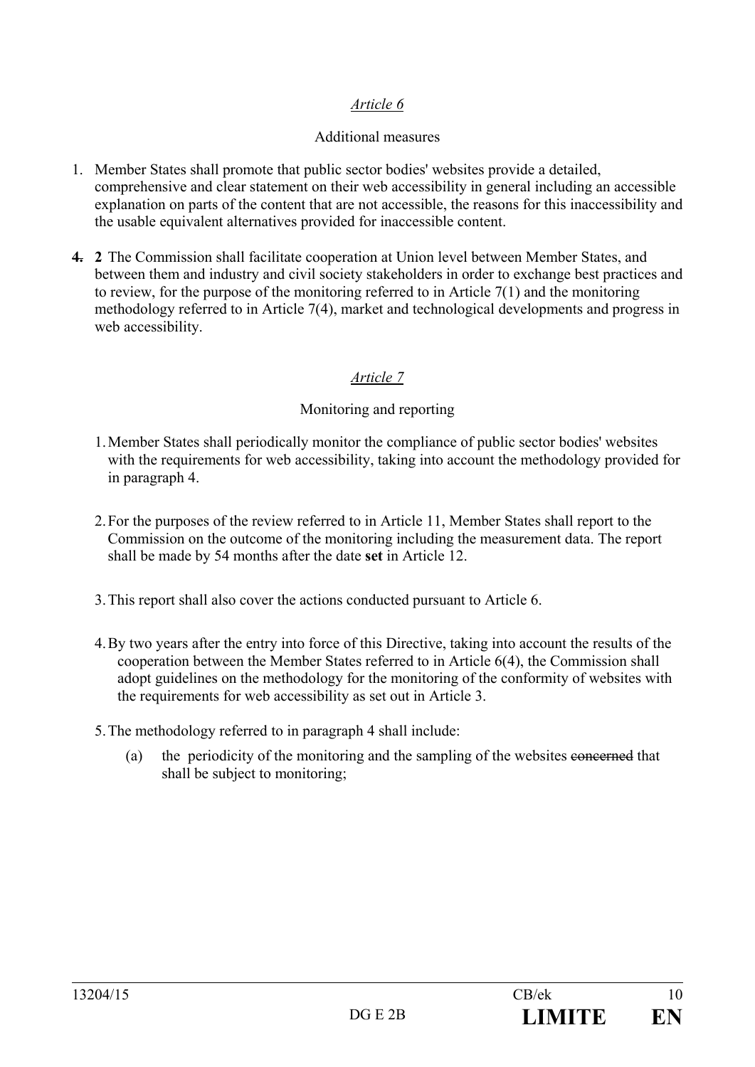*Article 6*

Additional measures

1. Member States shall promote that public sector bodies' websites provide a detailed, comprehensive and clear statement on their web accessibility in general including an accessible explanation on parts of the content that are not accessible, the reasons for this inaccessibility and the usable equivalent alternatives provided for inaccessible content.

~~**4.**~~ **2** The Commission shall facilitate cooperation at Union level between Member States, and between them and industry and civil society stakeholders in order to exchange best practices and to review, for the purpose of the monitoring referred to in Article 7(1) and the monitoring methodology referred to in Article 7(4), market and technological developments and progress in web accessibility.

*Article 7*

Monitoring and reporting

1. Member States shall periodically monitor the compliance of public sector bodies' websites with the requirements for web accessibility, taking into account the methodology provided for in paragraph 4.

2. For the purposes of the review referred to in Article 11, Member States shall report to the Commission on the outcome of the monitoring including the measurement data. The report shall be made by 54 months after the date **set** in Article 12.

3. This report shall also cover the actions conducted pursuant to Article 6.

4. By two years after the entry into force of this Directive, taking into account the results of the cooperation between the Member States referred to in Article 6(4), the Commission shall adopt guidelines on the methodology for the monitoring of the conformity of websites with the requirements for web accessibility as set out in Article 3.

5. The methodology referred to in paragraph 4 shall include:

   (a) the periodicity of the monitoring and the sampling of the websites ~~concerned~~ that shall be subject to monitoring;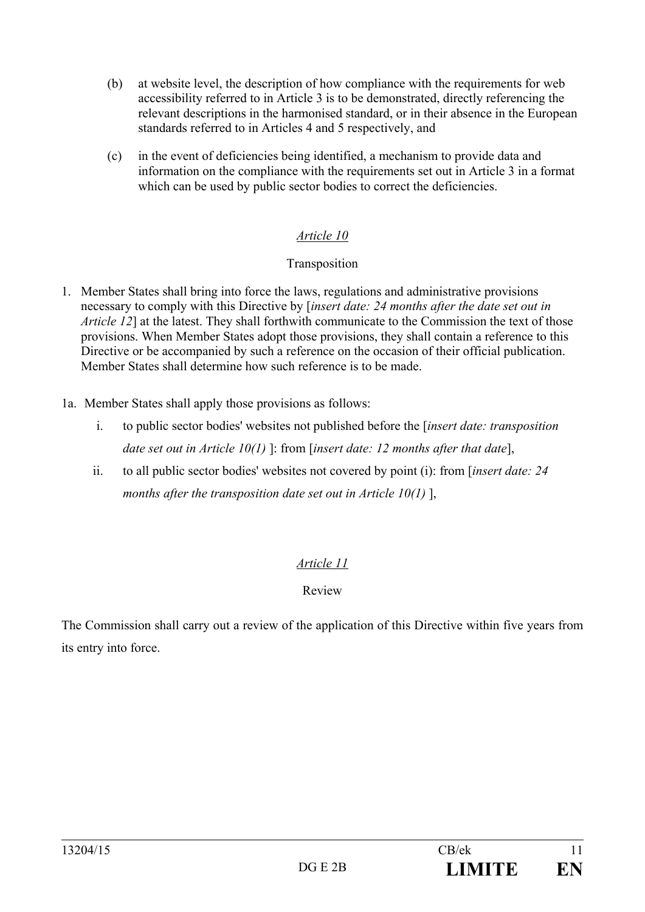(b) at website level, the description of how compliance with the requirements for web accessibility referred to in Article 3 is to be demonstrated, directly referencing the relevant descriptions in the harmonised standard, or in their absence in the European standards referred to in Articles 4 and 5 respectively, and

(c) in the event of deficiencies being identified, a mechanism to provide data and information on the compliance with the requirements set out in Article 3 in a format which can be used by public sector bodies to correct the deficiencies.

*Article 10*

Transposition

1. Member States shall bring into force the laws, regulations and administrative provisions necessary to comply with this Directive by [*insert date: 24 months after the date set out in Article 12*] at the latest. They shall forthwith communicate to the Commission the text of those provisions. When Member States adopt those provisions, they shall contain a reference to this Directive or be accompanied by such a reference on the occasion of their official publication. Member States shall determine how such reference is to be made.

1a. Member States shall apply those provisions as follows:

i. to public sector bodies' websites not published before the [*insert date: transposition date set out in Article 10(1)* ]: from [*insert date: 12 months after that date*],

ii. to all public sector bodies' websites not covered by point (i): from [*insert date: 24 months after the transposition date set out in Article 10(1)* ],

*Article 11*

Review

The Commission shall carry out a review of the application of this Directive within five years from its entry into force.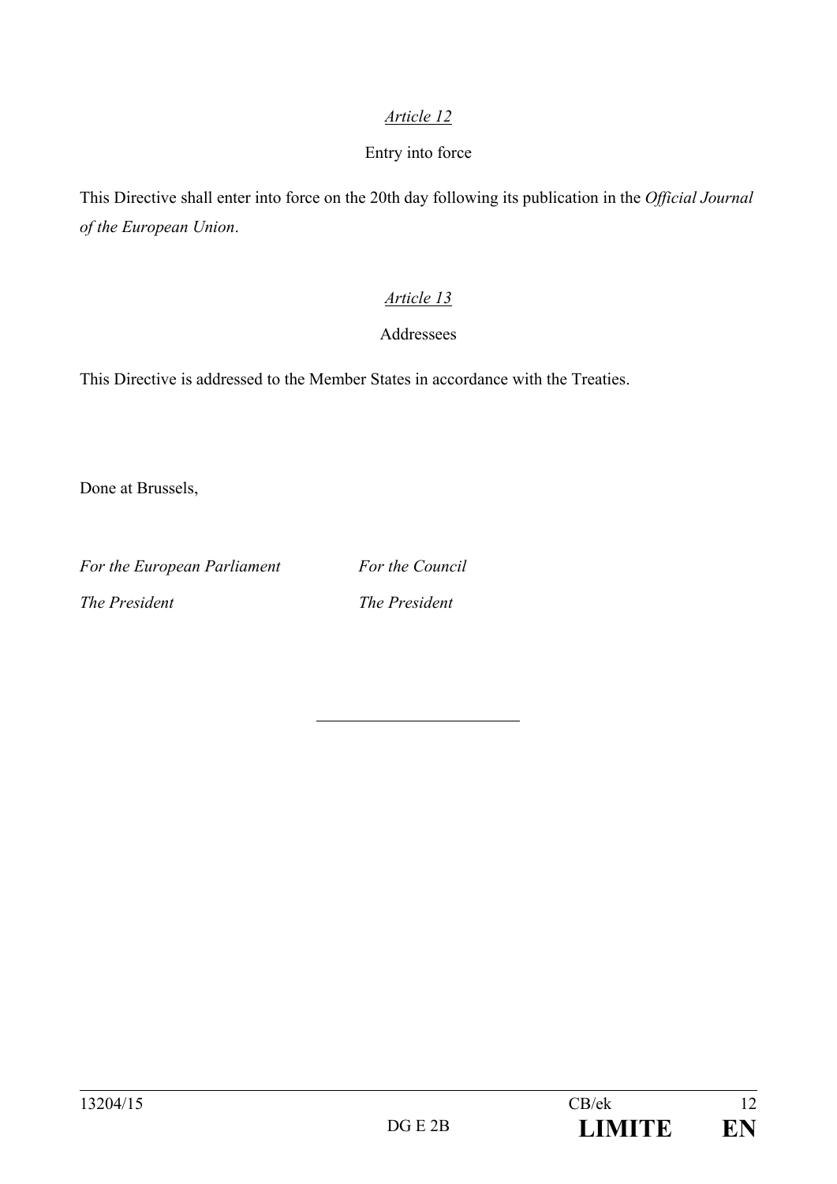*Article 12*

Entry into force

This Directive shall enter into force on the 20th day following its publication in the *Official Journal of the European Union*.

*Article 13*

Addressees

This Directive is addressed to the Member States in accordance with the Treaties.

Done at Brussels,

| | |
|---|---|
| *For the European Parliament* | *For the Council* |
| *The President* | *The President* |